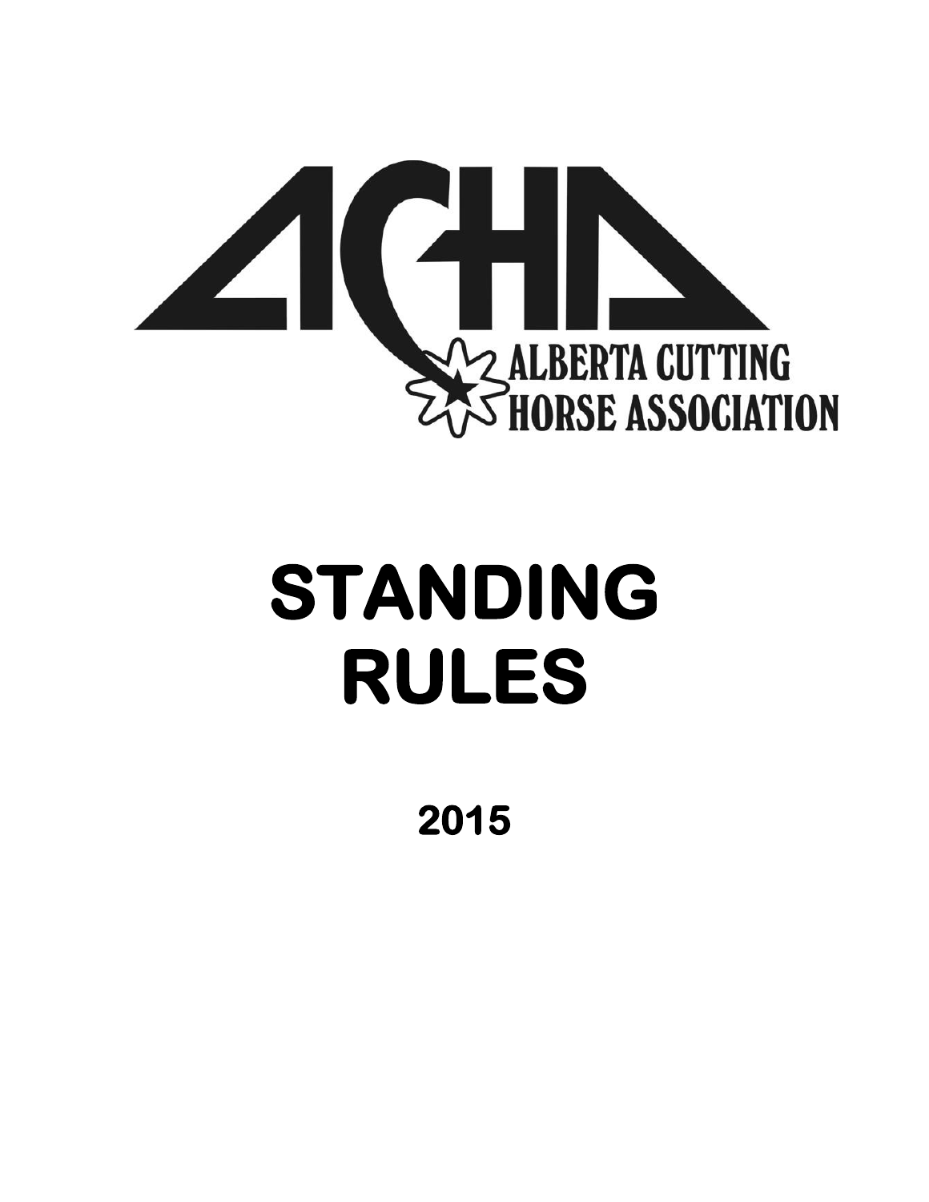ACHA

ALBERTA CUTTING HORSE ASSOCIATION

# STANDING RULES

## 2015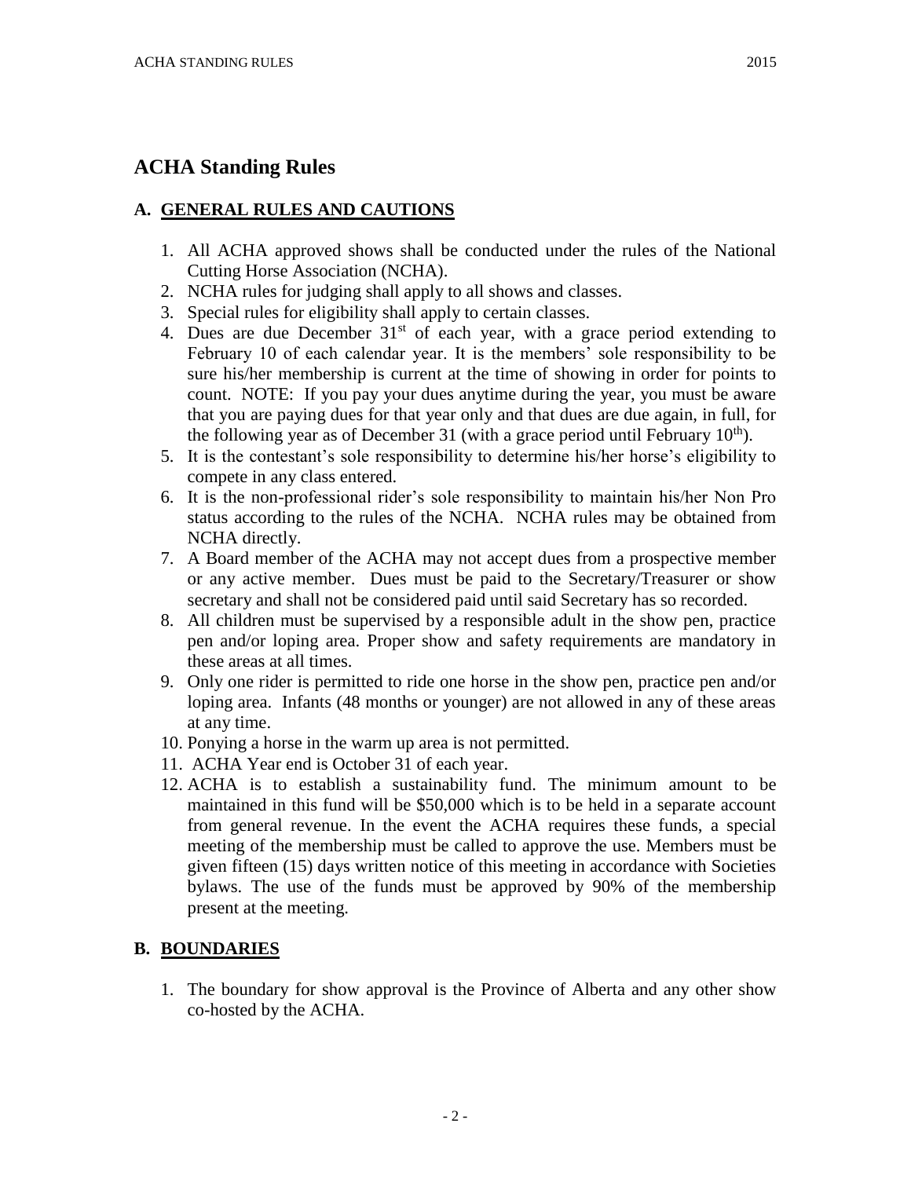# ACHA Standing Rules

## A. GENERAL RULES AND CAUTIONS

1. All ACHA approved shows shall be conducted under the rules of the National Cutting Horse Association (NCHA).
2. NCHA rules for judging shall apply to all shows and classes.
3. Special rules for eligibility shall apply to certain classes.
4. Dues are due December 31st of each year, with a grace period extending to February 10 of each calendar year. It is the members' sole responsibility to be sure his/her membership is current at the time of showing in order for points to count. NOTE: If you pay your dues anytime during the year, you must be aware that you are paying dues for that year only and that dues are due again, in full, for the following year as of December 31 (with a grace period until February 10th).
5. It is the contestant's sole responsibility to determine his/her horse's eligibility to compete in any class entered.
6. It is the non-professional rider's sole responsibility to maintain his/her Non Pro status according to the rules of the NCHA. NCHA rules may be obtained from NCHA directly.
7. A Board member of the ACHA may not accept dues from a prospective member or any active member. Dues must be paid to the Secretary/Treasurer or show secretary and shall not be considered paid until said Secretary has so recorded.
8. All children must be supervised by a responsible adult in the show pen, practice pen and/or loping area. Proper show and safety requirements are mandatory in these areas at all times.
9. Only one rider is permitted to ride one horse in the show pen, practice pen and/or loping area. Infants (48 months or younger) are not allowed in any of these areas at any time.
10. Ponying a horse in the warm up area is not permitted.
11. ACHA Year end is October 31 of each year.
12. ACHA is to establish a sustainability fund. The minimum amount to be maintained in this fund will be $50,000 which is to be held in a separate account from general revenue. In the event the ACHA requires these funds, a special meeting of the membership must be called to approve the use. Members must be given fifteen (15) days written notice of this meeting in accordance with Societies bylaws. The use of the funds must be approved by 90% of the membership present at the meeting.

## B. BOUNDARIES

1. The boundary for show approval is the Province of Alberta and any other show co-hosted by the ACHA.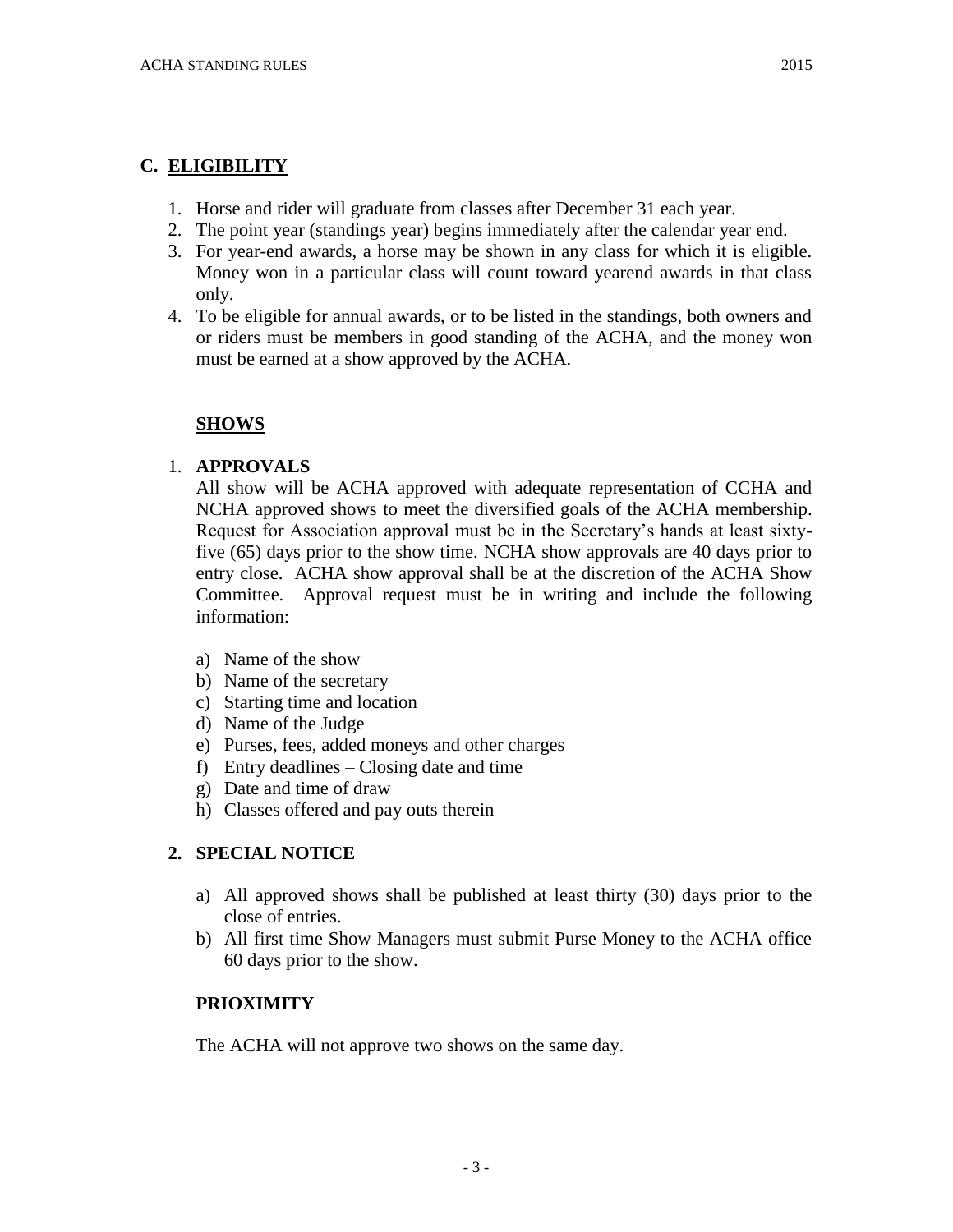## C. ELIGIBILITY

1. Horse and rider will graduate from classes after December 31 each year.
2. The point year (standings year) begins immediately after the calendar year end.
3. For year-end awards, a horse may be shown in any class for which it is eligible. Money won in a particular class will count toward yearend awards in that class only.
4. To be eligible for annual awards, or to be listed in the standings, both owners and or riders must be members in good standing of the ACHA, and the money won must be earned at a show approved by the ACHA.

## SHOWS

### 1. APPROVALS

All show will be ACHA approved with adequate representation of CCHA and NCHA approved shows to meet the diversified goals of the ACHA membership. Request for Association approval must be in the Secretary's hands at least sixty-five (65) days prior to the show time. NCHA show approvals are 40 days prior to entry close. ACHA show approval shall be at the discretion of the ACHA Show Committee. Approval request must be in writing and include the following information:

a) Name of the show
b) Name of the secretary
c) Starting time and location
d) Name of the Judge
e) Purses, fees, added moneys and other charges
f) Entry deadlines – Closing date and time
g) Date and time of draw
h) Classes offered and pay outs therein

### 2. SPECIAL NOTICE

a) All approved shows shall be published at least thirty (30) days prior to the close of entries.
b) All first time Show Managers must submit Purse Money to the ACHA office 60 days prior to the show.

### PRIOXIMITY

The ACHA will not approve two shows on the same day.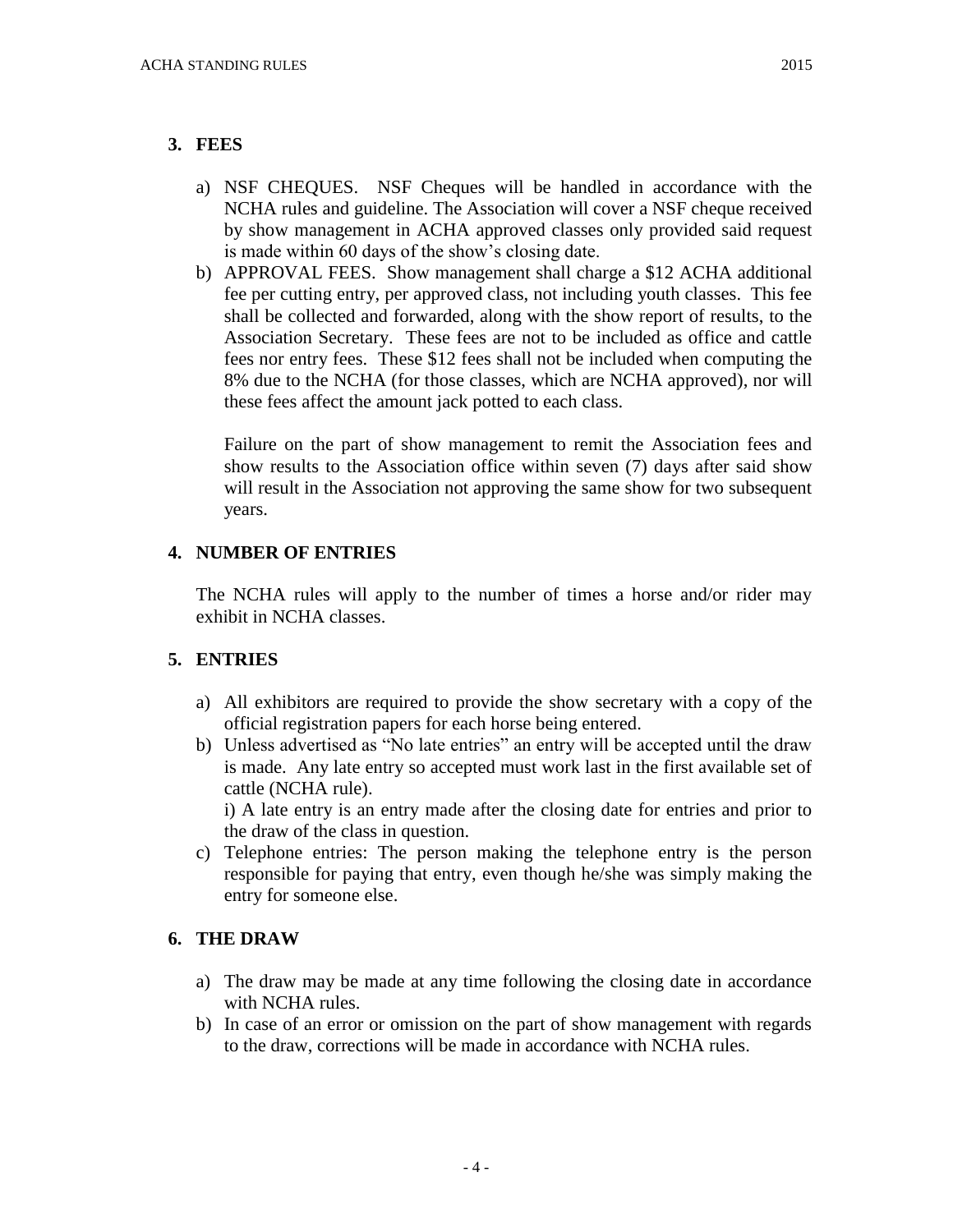## 3. FEES

a) NSF CHEQUES. NSF Cheques will be handled in accordance with the NCHA rules and guideline. The Association will cover a NSF cheque received by show management in ACHA approved classes only provided said request is made within 60 days of the show's closing date.

b) APPROVAL FEES. Show management shall charge a $12 ACHA additional fee per cutting entry, per approved class, not including youth classes. This fee shall be collected and forwarded, along with the show report of results, to the Association Secretary. These fees are not to be included as office and cattle fees nor entry fees. These $12 fees shall not be included when computing the 8% due to the NCHA (for those classes, which are NCHA approved), nor will these fees affect the amount jack potted to each class.

   Failure on the part of show management to remit the Association fees and show results to the Association office within seven (7) days after said show will result in the Association not approving the same show for two subsequent years.

## 4. NUMBER OF ENTRIES

The NCHA rules will apply to the number of times a horse and/or rider may exhibit in NCHA classes.

## 5. ENTRIES

a) All exhibitors are required to provide the show secretary with a copy of the official registration papers for each horse being entered.

b) Unless advertised as "No late entries" an entry will be accepted until the draw is made. Any late entry so accepted must work last in the first available set of cattle (NCHA rule).

   i) A late entry is an entry made after the closing date for entries and prior to the draw of the class in question.

c) Telephone entries: The person making the telephone entry is the person responsible for paying that entry, even though he/she was simply making the entry for someone else.

## 6. THE DRAW

a) The draw may be made at any time following the closing date in accordance with NCHA rules.

b) In case of an error or omission on the part of show management with regards to the draw, corrections will be made in accordance with NCHA rules.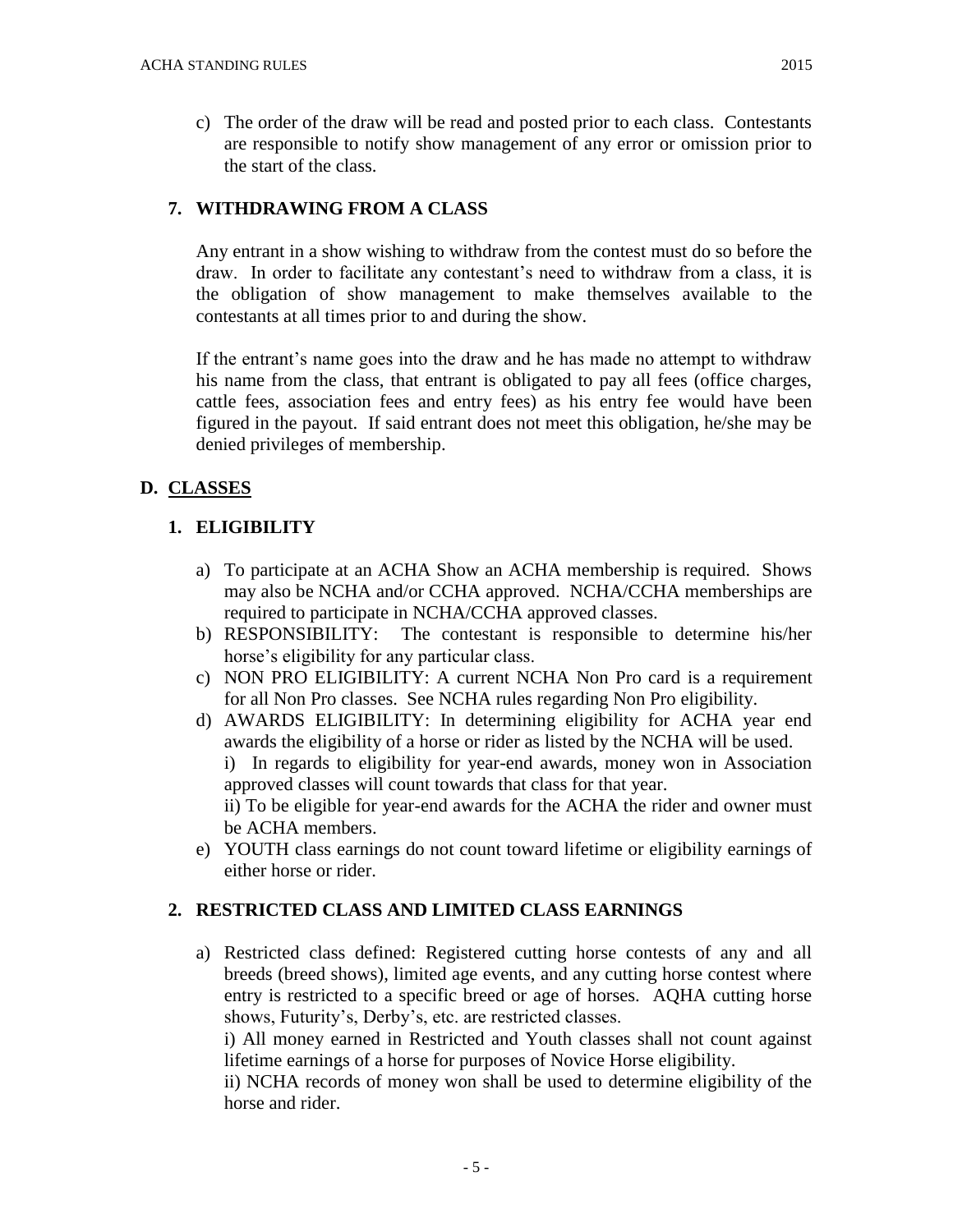c) The order of the draw will be read and posted prior to each class. Contestants are responsible to notify show management of any error or omission prior to the start of the class.

### 7. WITHDRAWING FROM A CLASS

Any entrant in a show wishing to withdraw from the contest must do so before the draw. In order to facilitate any contestant's need to withdraw from a class, it is the obligation of show management to make themselves available to the contestants at all times prior to and during the show.

If the entrant's name goes into the draw and he has made no attempt to withdraw his name from the class, that entrant is obligated to pay all fees (office charges, cattle fees, association fees and entry fees) as his entry fee would have been figured in the payout. If said entrant does not meet this obligation, he/she may be denied privileges of membership.

## D. <u>CLASSES</u>

### 1. ELIGIBILITY

a) To participate at an ACHA Show an ACHA membership is required. Shows may also be NCHA and/or CCHA approved. NCHA/CCHA memberships are required to participate in NCHA/CCHA approved classes.

b) RESPONSIBILITY: The contestant is responsible to determine his/her horse's eligibility for any particular class.

c) NON PRO ELIGIBILITY: A current NCHA Non Pro card is a requirement for all Non Pro classes. See NCHA rules regarding Non Pro eligibility.

d) AWARDS ELIGIBILITY: In determining eligibility for ACHA year end awards the eligibility of a horse or rider as listed by the NCHA will be used.
i) In regards to eligibility for year-end awards, money won in Association approved classes will count towards that class for that year.
ii) To be eligible for year-end awards for the ACHA the rider and owner must be ACHA members.

e) YOUTH class earnings do not count toward lifetime or eligibility earnings of either horse or rider.

### 2. RESTRICTED CLASS AND LIMITED CLASS EARNINGS

a) Restricted class defined: Registered cutting horse contests of any and all breeds (breed shows), limited age events, and any cutting horse contest where entry is restricted to a specific breed or age of horses. AQHA cutting horse shows, Futurity's, Derby's, etc. are restricted classes.
i) All money earned in Restricted and Youth classes shall not count against lifetime earnings of a horse for purposes of Novice Horse eligibility.
ii) NCHA records of money won shall be used to determine eligibility of the horse and rider.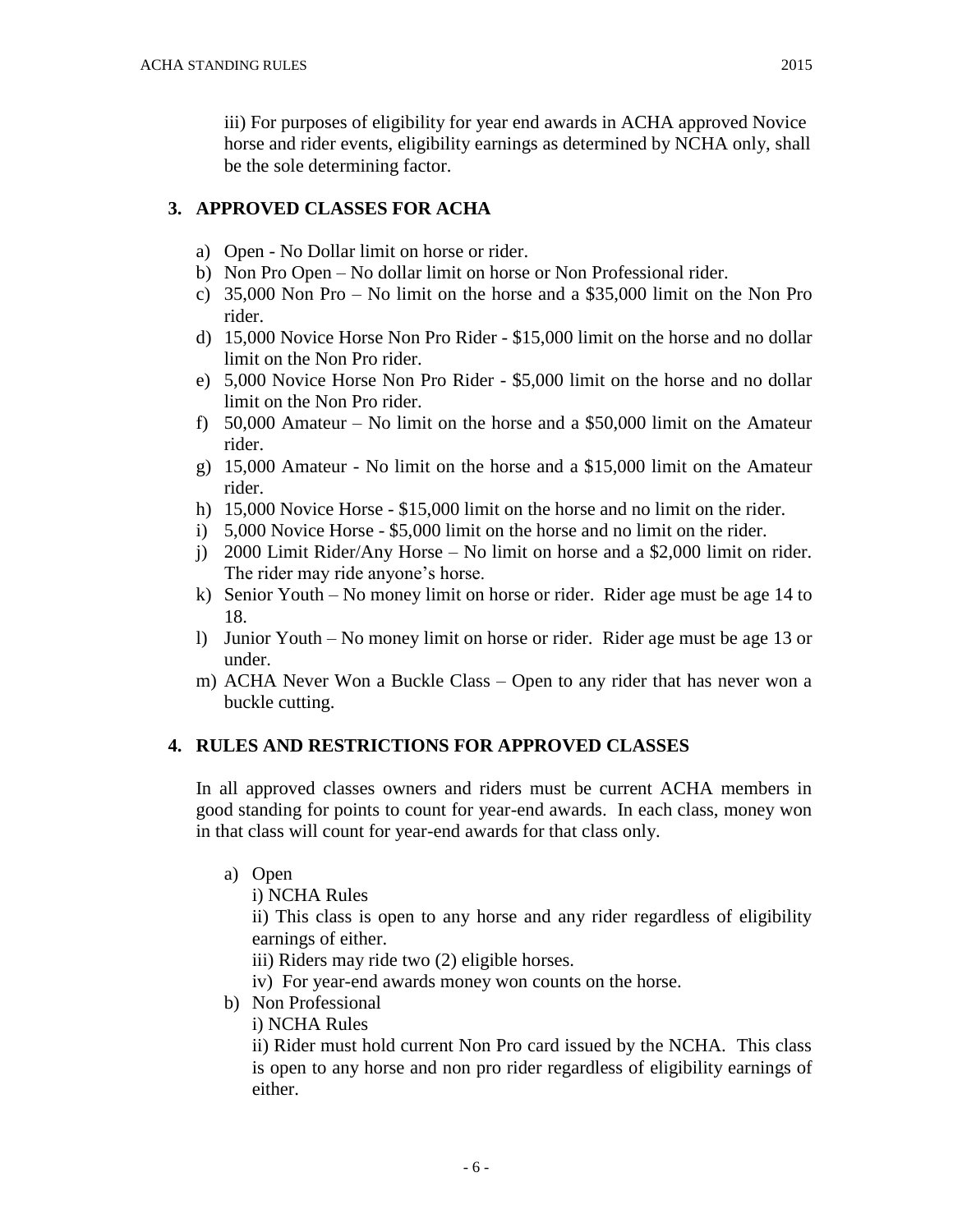iii) For purposes of eligibility for year end awards in ACHA approved Novice horse and rider events, eligibility earnings as determined by NCHA only, shall be the sole determining factor.

## 3. APPROVED CLASSES FOR ACHA

a) Open - No Dollar limit on horse or rider.
b) Non Pro Open – No dollar limit on horse or Non Professional rider.
c) 35,000 Non Pro – No limit on the horse and a $35,000 limit on the Non Pro rider.
d) 15,000 Novice Horse Non Pro Rider - $15,000 limit on the horse and no dollar limit on the Non Pro rider.
e) 5,000 Novice Horse Non Pro Rider - $5,000 limit on the horse and no dollar limit on the Non Pro rider.
f) 50,000 Amateur – No limit on the horse and a $50,000 limit on the Amateur rider.
g) 15,000 Amateur - No limit on the horse and a $15,000 limit on the Amateur rider.
h) 15,000 Novice Horse - $15,000 limit on the horse and no limit on the rider.
i) 5,000 Novice Horse - $5,000 limit on the horse and no limit on the rider.
j) 2000 Limit Rider/Any Horse – No limit on horse and a $2,000 limit on rider. The rider may ride anyone's horse.
k) Senior Youth – No money limit on horse or rider. Rider age must be age 14 to 18.
l) Junior Youth – No money limit on horse or rider. Rider age must be age 13 or under.
m) ACHA Never Won a Buckle Class – Open to any rider that has never won a buckle cutting.

## 4. RULES AND RESTRICTIONS FOR APPROVED CLASSES

In all approved classes owners and riders must be current ACHA members in good standing for points to count for year-end awards. In each class, money won in that class will count for year-end awards for that class only.

a) Open

   i) NCHA Rules

   ii) This class is open to any horse and any rider regardless of eligibility earnings of either.

   iii) Riders may ride two (2) eligible horses.

   iv) For year-end awards money won counts on the horse.

b) Non Professional

   i) NCHA Rules

   ii) Rider must hold current Non Pro card issued by the NCHA. This class is open to any horse and non pro rider regardless of eligibility earnings of either.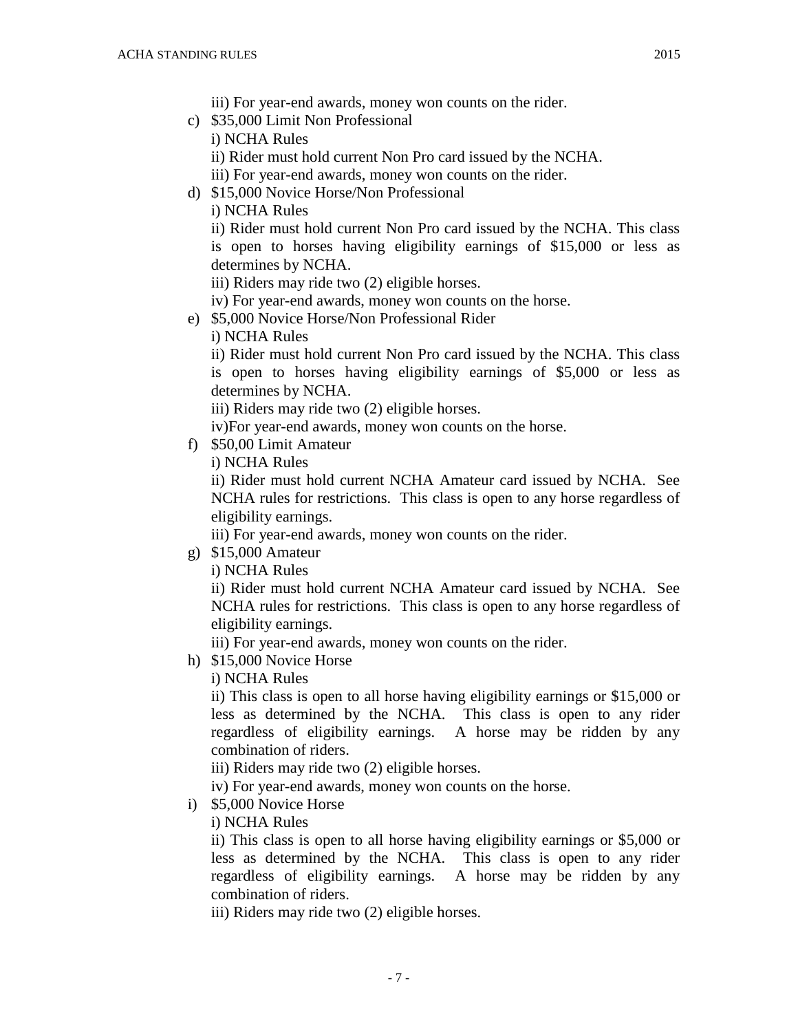iii) For year-end awards, money won counts on the rider.

c) $35,000 Limit Non Professional

   i) NCHA Rules

   ii) Rider must hold current Non Pro card issued by the NCHA.

   iii) For year-end awards, money won counts on the rider.

d) $15,000 Novice Horse/Non Professional

   i) NCHA Rules

   ii) Rider must hold current Non Pro card issued by the NCHA. This class is open to horses having eligibility earnings of $15,000 or less as determines by NCHA.

   iii) Riders may ride two (2) eligible horses.

   iv) For year-end awards, money won counts on the horse.

e) $5,000 Novice Horse/Non Professional Rider

   i) NCHA Rules

   ii) Rider must hold current Non Pro card issued by the NCHA. This class is open to horses having eligibility earnings of $5,000 or less as determines by NCHA.

   iii) Riders may ride two (2) eligible horses.

   iv)For year-end awards, money won counts on the horse.

f) $50,00 Limit Amateur

   i) NCHA Rules

   ii) Rider must hold current NCHA Amateur card issued by NCHA. See NCHA rules for restrictions. This class is open to any horse regardless of eligibility earnings.

   iii) For year-end awards, money won counts on the rider.

g) $15,000 Amateur

   i) NCHA Rules

   ii) Rider must hold current NCHA Amateur card issued by NCHA. See NCHA rules for restrictions. This class is open to any horse regardless of eligibility earnings.

   iii) For year-end awards, money won counts on the rider.

h) $15,000 Novice Horse

   i) NCHA Rules

   ii) This class is open to all horse having eligibility earnings or $15,000 or less as determined by the NCHA. This class is open to any rider regardless of eligibility earnings. A horse may be ridden by any combination of riders.

   iii) Riders may ride two (2) eligible horses.

   iv) For year-end awards, money won counts on the horse.

i) $5,000 Novice Horse

   i) NCHA Rules

   ii) This class is open to all horse having eligibility earnings or $5,000 or less as determined by the NCHA. This class is open to any rider regardless of eligibility earnings. A horse may be ridden by any combination of riders.

   iii) Riders may ride two (2) eligible horses.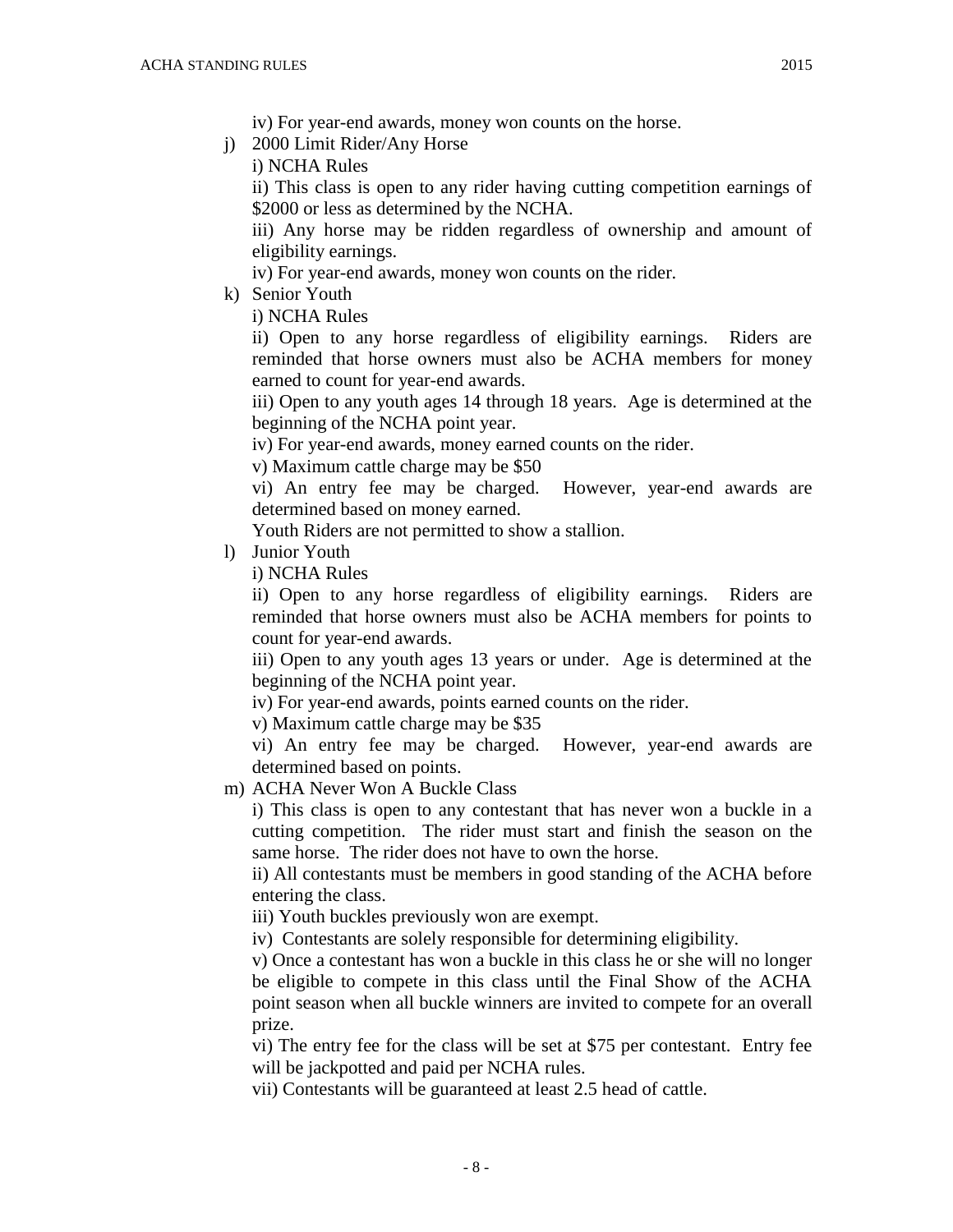iv) For year-end awards, money won counts on the horse.

j) 2000 Limit Rider/Any Horse

   i) NCHA Rules

   ii) This class is open to any rider having cutting competition earnings of $2000 or less as determined by the NCHA.

   iii) Any horse may be ridden regardless of ownership and amount of eligibility earnings.

   iv) For year-end awards, money won counts on the rider.

k) Senior Youth

   i) NCHA Rules

   ii) Open to any horse regardless of eligibility earnings. Riders are reminded that horse owners must also be ACHA members for money earned to count for year-end awards.

   iii) Open to any youth ages 14 through 18 years. Age is determined at the beginning of the NCHA point year.

   iv) For year-end awards, money earned counts on the rider.

   v) Maximum cattle charge may be $50

   vi) An entry fee may be charged. However, year-end awards are determined based on money earned.

   Youth Riders are not permitted to show a stallion.

l) Junior Youth

   i) NCHA Rules

   ii) Open to any horse regardless of eligibility earnings. Riders are reminded that horse owners must also be ACHA members for points to count for year-end awards.

   iii) Open to any youth ages 13 years or under. Age is determined at the beginning of the NCHA point year.

   iv) For year-end awards, points earned counts on the rider.

   v) Maximum cattle charge may be $35

   vi) An entry fee may be charged. However, year-end awards are determined based on points.

m) ACHA Never Won A Buckle Class

   i) This class is open to any contestant that has never won a buckle in a cutting competition. The rider must start and finish the season on the same horse. The rider does not have to own the horse.

   ii) All contestants must be members in good standing of the ACHA before entering the class.

   iii) Youth buckles previously won are exempt.

   iv) Contestants are solely responsible for determining eligibility.

   v) Once a contestant has won a buckle in this class he or she will no longer be eligible to compete in this class until the Final Show of the ACHA point season when all buckle winners are invited to compete for an overall prize.

   vi) The entry fee for the class will be set at $75 per contestant. Entry fee will be jackpotted and paid per NCHA rules.

   vii) Contestants will be guaranteed at least 2.5 head of cattle.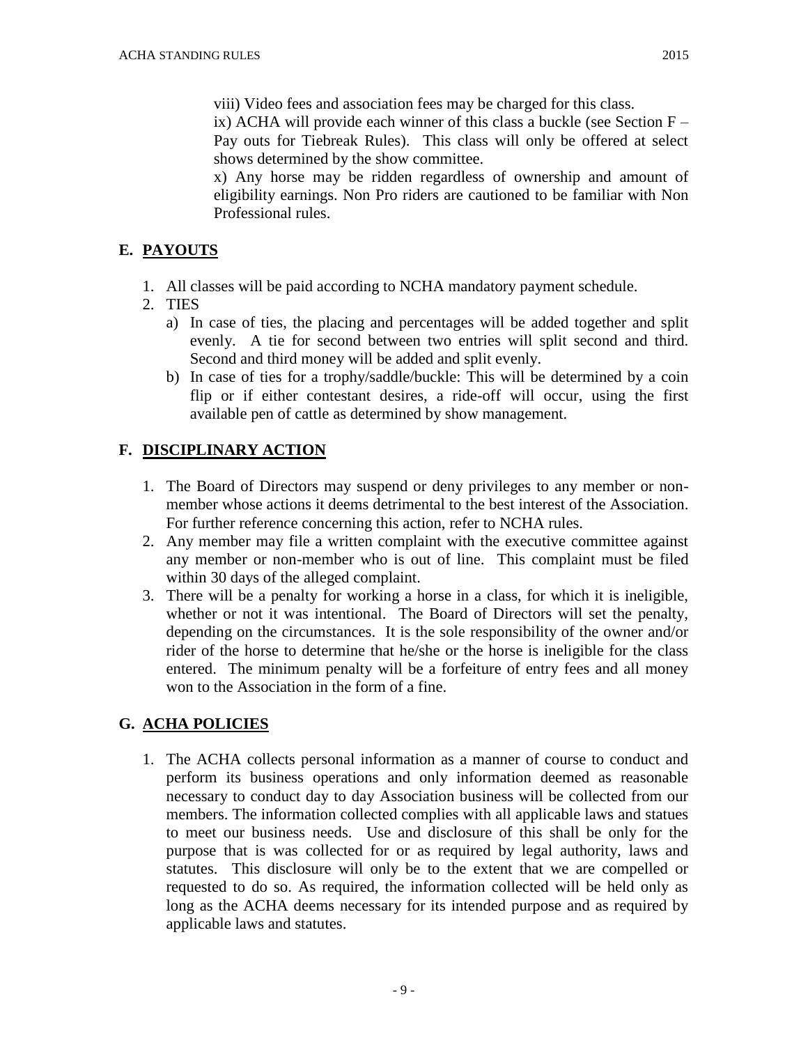viii) Video fees and association fees may be charged for this class.

ix) ACHA will provide each winner of this class a buckle (see Section F – Pay outs for Tiebreak Rules). This class will only be offered at select shows determined by the show committee.

x) Any horse may be ridden regardless of ownership and amount of eligibility earnings. Non Pro riders are cautioned to be familiar with Non Professional rules.

## E. PAYOUTS

1. All classes will be paid according to NCHA mandatory payment schedule.
2. TIES
   a) In case of ties, the placing and percentages will be added together and split evenly. A tie for second between two entries will split second and third. Second and third money will be added and split evenly.
   b) In case of ties for a trophy/saddle/buckle: This will be determined by a coin flip or if either contestant desires, a ride-off will occur, using the first available pen of cattle as determined by show management.

## F. DISCIPLINARY ACTION

1. The Board of Directors may suspend or deny privileges to any member or non-member whose actions it deems detrimental to the best interest of the Association. For further reference concerning this action, refer to NCHA rules.
2. Any member may file a written complaint with the executive committee against any member or non-member who is out of line. This complaint must be filed within 30 days of the alleged complaint.
3. There will be a penalty for working a horse in a class, for which it is ineligible, whether or not it was intentional. The Board of Directors will set the penalty, depending on the circumstances. It is the sole responsibility of the owner and/or rider of the horse to determine that he/she or the horse is ineligible for the class entered. The minimum penalty will be a forfeiture of entry fees and all money won to the Association in the form of a fine.

## G. ACHA POLICIES

1. The ACHA collects personal information as a manner of course to conduct and perform its business operations and only information deemed as reasonable necessary to conduct day to day Association business will be collected from our members. The information collected complies with all applicable laws and statues to meet our business needs. Use and disclosure of this shall be only for the purpose that is was collected for or as required by legal authority, laws and statutes. This disclosure will only be to the extent that we are compelled or requested to do so. As required, the information collected will be held only as long as the ACHA deems necessary for its intended purpose and as required by applicable laws and statutes.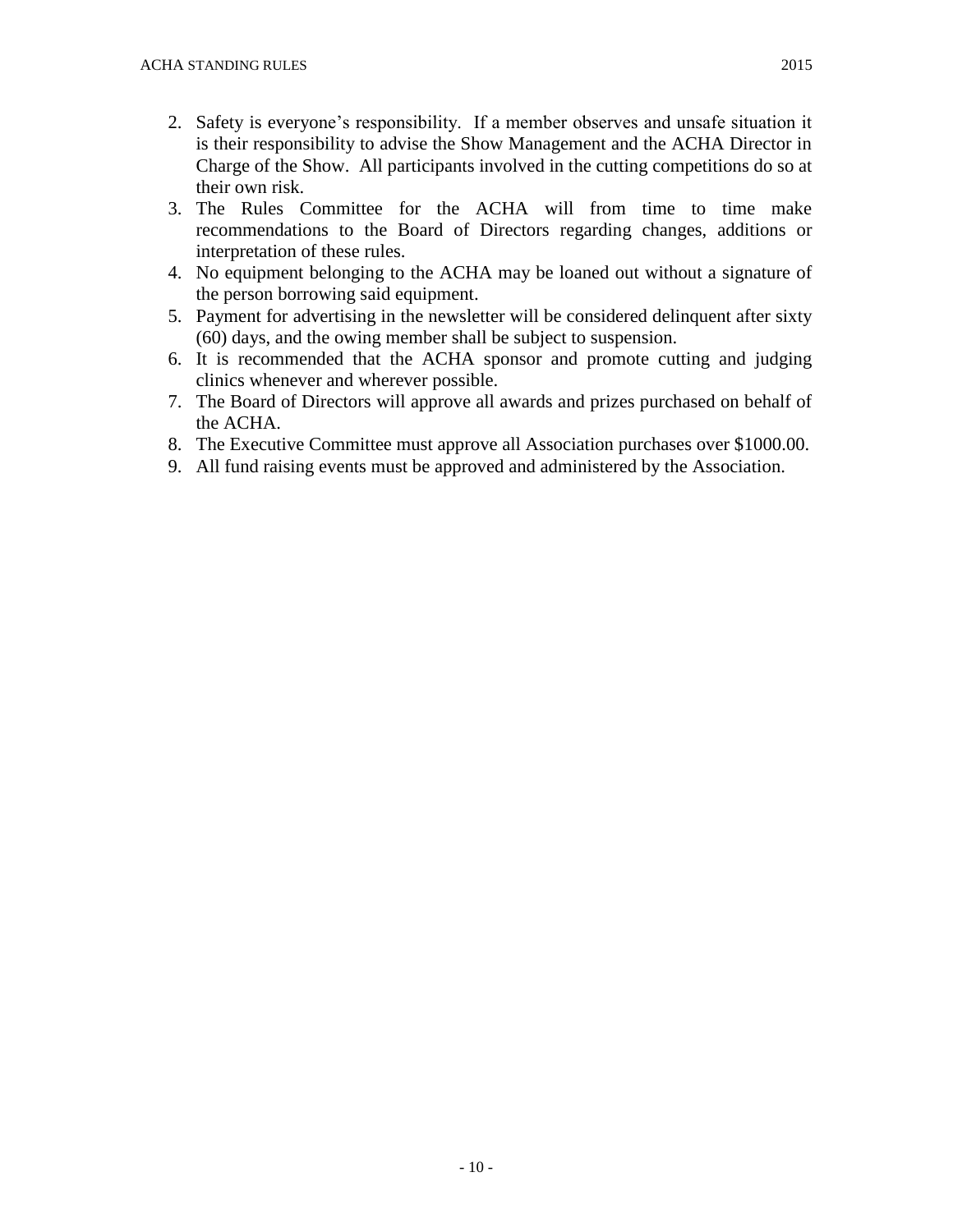2. Safety is everyone's responsibility. If a member observes and unsafe situation it is their responsibility to advise the Show Management and the ACHA Director in Charge of the Show. All participants involved in the cutting competitions do so at their own risk.
3. The Rules Committee for the ACHA will from time to time make recommendations to the Board of Directors regarding changes, additions or interpretation of these rules.
4. No equipment belonging to the ACHA may be loaned out without a signature of the person borrowing said equipment.
5. Payment for advertising in the newsletter will be considered delinquent after sixty (60) days, and the owing member shall be subject to suspension.
6. It is recommended that the ACHA sponsor and promote cutting and judging clinics whenever and wherever possible.
7. The Board of Directors will approve all awards and prizes purchased on behalf of the ACHA.
8. The Executive Committee must approve all Association purchases over $1000.00.
9. All fund raising events must be approved and administered by the Association.